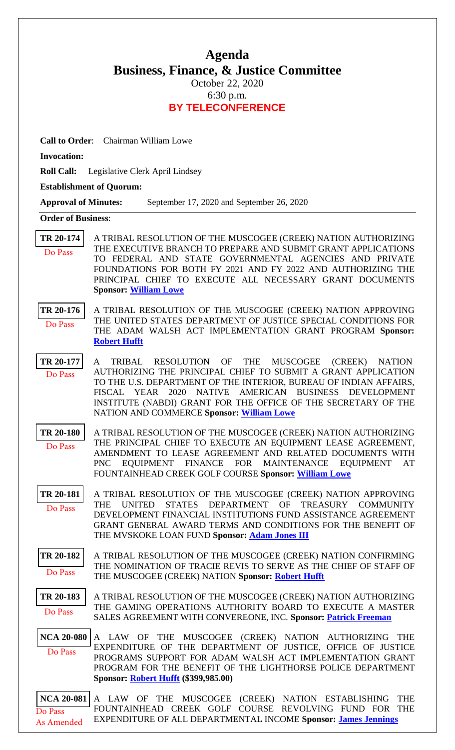# Agenda

## Business, Finance, & Justice Committee

October 22, 2020

6:30 p.m.

**BY TELECONFERENCE**

**Call to Order**: Chairman William Lowe

**Invocation:**

**Roll Call:** Legislative Clerk April Lindsey

**Establishment of Quorum:**

**Approval of Minutes:** September 17, 2020 and September 26, 2020

**Order of Business**:

**TR 20-174**
Do Pass

A TRIBAL RESOLUTION OF THE MUSCOGEE (CREEK) NATION AUTHORIZING THE EXECUTIVE BRANCH TO PREPARE AND SUBMIT GRANT APPLICATIONS TO FEDERAL AND STATE GOVERNMENTAL AGENCIES AND PRIVATE FOUNDATIONS FOR BOTH FY 2021 AND FY 2022 AND AUTHORIZING THE PRINCIPAL CHIEF TO EXECUTE ALL NECESSARY GRANT DOCUMENTS **Sponsor: William Lowe**

**TR 20-176**
Do Pass

A TRIBAL RESOLUTION OF THE MUSCOGEE (CREEK) NATION APPROVING THE UNITED STATES DEPARTMENT OF JUSTICE SPECIAL CONDITIONS FOR THE ADAM WALSH ACT IMPLEMENTATION GRANT PROGRAM **Sponsor: Robert Hufft**

**TR 20-177**
Do Pass

A TRIBAL RESOLUTION OF THE MUSCOGEE (CREEK) NATION AUTHORIZING THE PRINCIPAL CHIEF TO SUBMIT A GRANT APPLICATION TO THE U.S. DEPARTMENT OF THE INTERIOR, BUREAU OF INDIAN AFFAIRS, FISCAL YEAR 2020 NATIVE AMERICAN BUSINESS DEVELOPMENT INSTITUTE (NABDI) GRANT FOR THE OFFICE OF THE SECRETARY OF THE NATION AND COMMERCE **Sponsor: William Lowe**

**TR 20-180**
Do Pass

A TRIBAL RESOLUTION OF THE MUSCOGEE (CREEK) NATION AUTHORIZING THE PRINCIPAL CHIEF TO EXECUTE AN EQUIPMENT LEASE AGREEMENT, AMENDMENT TO LEASE AGREEMENT AND RELATED DOCUMENTS WITH PNC EQUIPMENT FINANCE FOR MAINTENANCE EQUIPMENT AT FOUNTAINHEAD CREEK GOLF COURSE **Sponsor: William Lowe**

**TR 20-181**
Do Pass

A TRIBAL RESOLUTION OF THE MUSCOGEE (CREEK) NATION APPROVING THE UNITED STATES DEPARTMENT OF TREASURY COMMUNITY DEVELOPMENT FINANCIAL INSTITUTIONS FUND ASSISTANCE AGREEMENT GRANT GENERAL AWARD TERMS AND CONDITIONS FOR THE BENEFIT OF THE MVSKOKE LOAN FUND **Sponsor: Adam Jones III**

**TR 20-182**
Do Pass

A TRIBAL RESOLUTION OF THE MUSCOGEE (CREEK) NATION CONFIRMING THE NOMINATION OF TRACIE REVIS TO SERVE AS THE CHIEF OF STAFF OF THE MUSCOGEE (CREEK) NATION **Sponsor: Robert Hufft**

**TR 20-183**
Do Pass

A TRIBAL RESOLUTION OF THE MUSCOGEE (CREEK) NATION AUTHORIZING THE GAMING OPERATIONS AUTHORITY BOARD TO EXECUTE A MASTER SALES AGREEMENT WITH CONVEREONE, INC. **Sponsor: Patrick Freeman**

**NCA 20-080**
Do Pass

A LAW OF THE MUSCOGEE (CREEK) NATION AUTHORIZING THE EXPENDITURE OF THE DEPARTMENT OF JUSTICE, OFFICE OF JUSTICE PROGRAMS SUPPORT FOR ADAM WALSH ACT IMPLEMENTATION GRANT PROGRAM FOR THE BENEFIT OF THE LIGHTHORSE POLICE DEPARTMENT **Sponsor: Robert Hufft ($399,985.00)**

**NCA 20-081**
Do Pass
As Amended

A LAW OF THE MUSCOGEE (CREEK) NATION ESTABLISHING THE FOUNTAINHEAD CREEK GOLF COURSE REVOLVING FUND FOR THE EXPENDITURE OF ALL DEPARTMENTAL INCOME **Sponsor: James Jennings**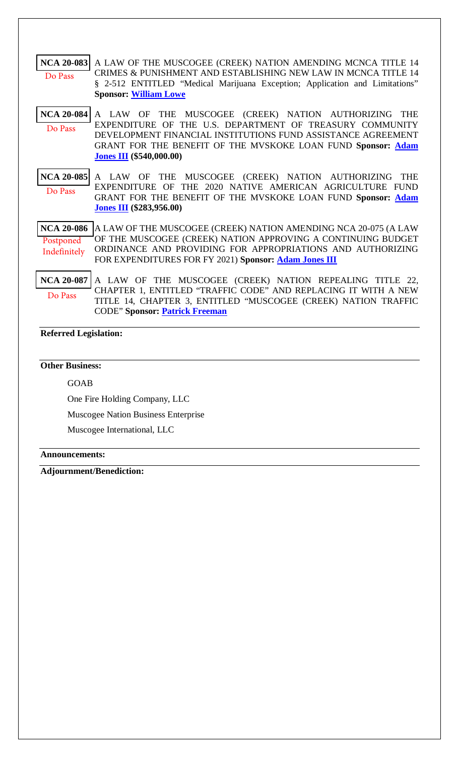**NCA 20-083** Do Pass — A LAW OF THE MUSCOGEE (CREEK) NATION AMENDING MCNCA TITLE 14 CRIMES & PUNISHMENT AND ESTABLISHING NEW LAW IN MCNCA TITLE 14 § 2-512 ENTITLED "Medical Marijuana Exception; Application and Limitations" **Sponsor: William Lowe**

**NCA 20-084** Do Pass — A LAW OF THE MUSCOGEE (CREEK) NATION AUTHORIZING THE EXPENDITURE OF THE U.S. DEPARTMENT OF TREASURY COMMUNITY DEVELOPMENT FINANCIAL INSTITUTIONS FUND ASSISTANCE AGREEMENT GRANT FOR THE BENEFIT OF THE MVSKOKE LOAN FUND **Sponsor: Adam Jones III ($540,000.00)**

**NCA 20-085** Do Pass — A LAW OF THE MUSCOGEE (CREEK) NATION AUTHORIZING THE EXPENDITURE OF THE 2020 NATIVE AMERICAN AGRICULTURE FUND GRANT FOR THE BENEFIT OF THE MVSKOKE LOAN FUND **Sponsor: Adam Jones III ($283,956.00)**

**NCA 20-086** Postponed Indefinitely — A LAW OF THE MUSCOGEE (CREEK) NATION AMENDING NCA 20-075 (A LAW OF THE MUSCOGEE (CREEK) NATION APPROVING A CONTINUING BUDGET ORDINANCE AND PROVIDING FOR APPROPRIATIONS AND AUTHORIZING FOR EXPENDITURES FOR FY 2021) **Sponsor: Adam Jones III**

**NCA 20-087** Do Pass — A LAW OF THE MUSCOGEE (CREEK) NATION REPEALING TITLE 22, CHAPTER 1, ENTITLED "TRAFFIC CODE" AND REPLACING IT WITH A NEW TITLE 14, CHAPTER 3, ENTITLED "MUSCOGEE (CREEK) NATION TRAFFIC CODE" **Sponsor: Patrick Freeman**

**Referred Legislation:**

**Other Business:**

GOAB

One Fire Holding Company, LLC

Muscogee Nation Business Enterprise

Muscogee International, LLC

**Announcements:**

**Adjournment/Benediction:**